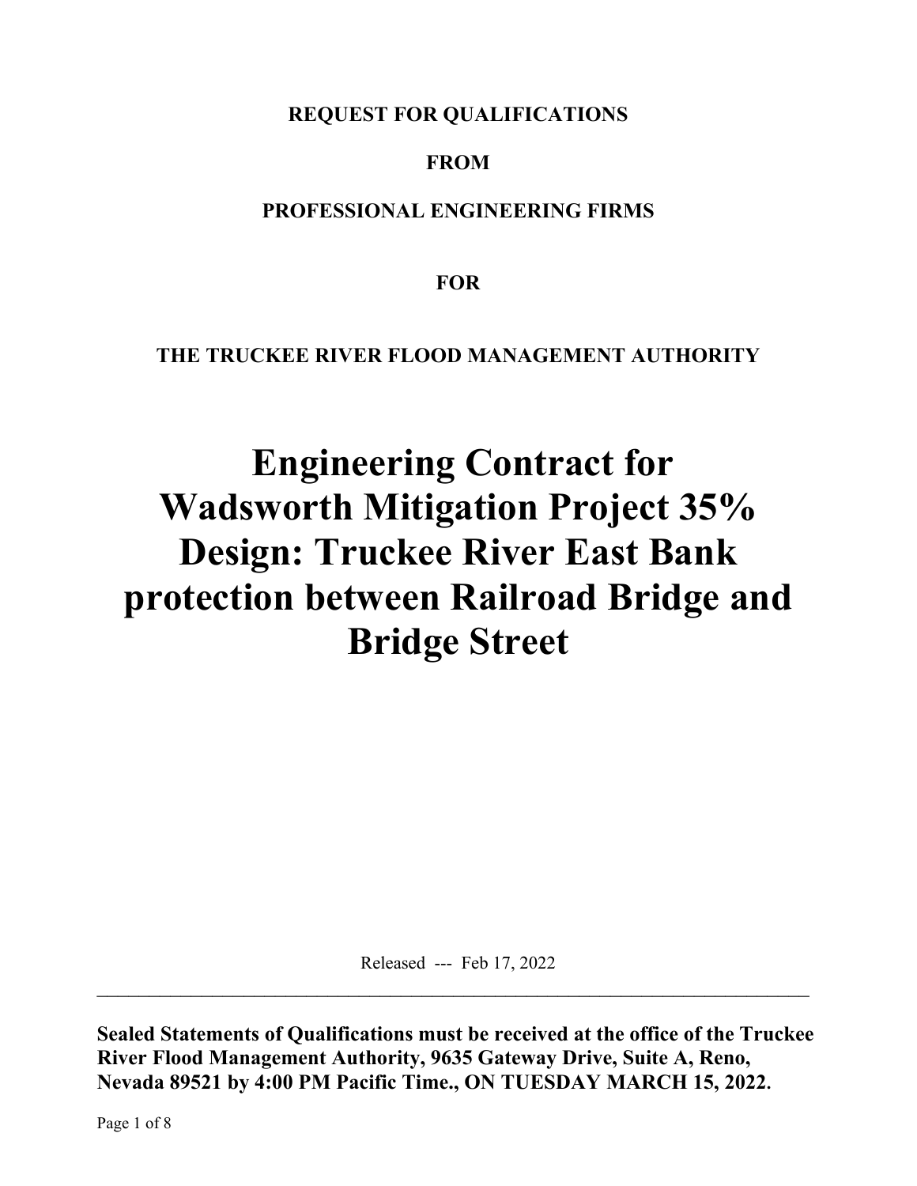**REQUEST FOR QUALIFICATIONS**

**FROM**

**PROFESSIONAL ENGINEERING FIRMS**

**FOR**

**THE TRUCKEE RIVER FLOOD MANAGEMENT AUTHORITY**

# Engineering Contract for Wadsworth Mitigation Project 35% Design: Truckee River East Bank protection between Railroad Bridge and Bridge Street

Released --- Feb 17, 2022

---

**Sealed Statements of Qualifications must be received at the office of the Truckee River Flood Management Authority, 9635 Gateway Drive, Suite A, Reno, Nevada 89521 by 4:00 PM Pacific Time., ON TUESDAY MARCH 15, 2022.**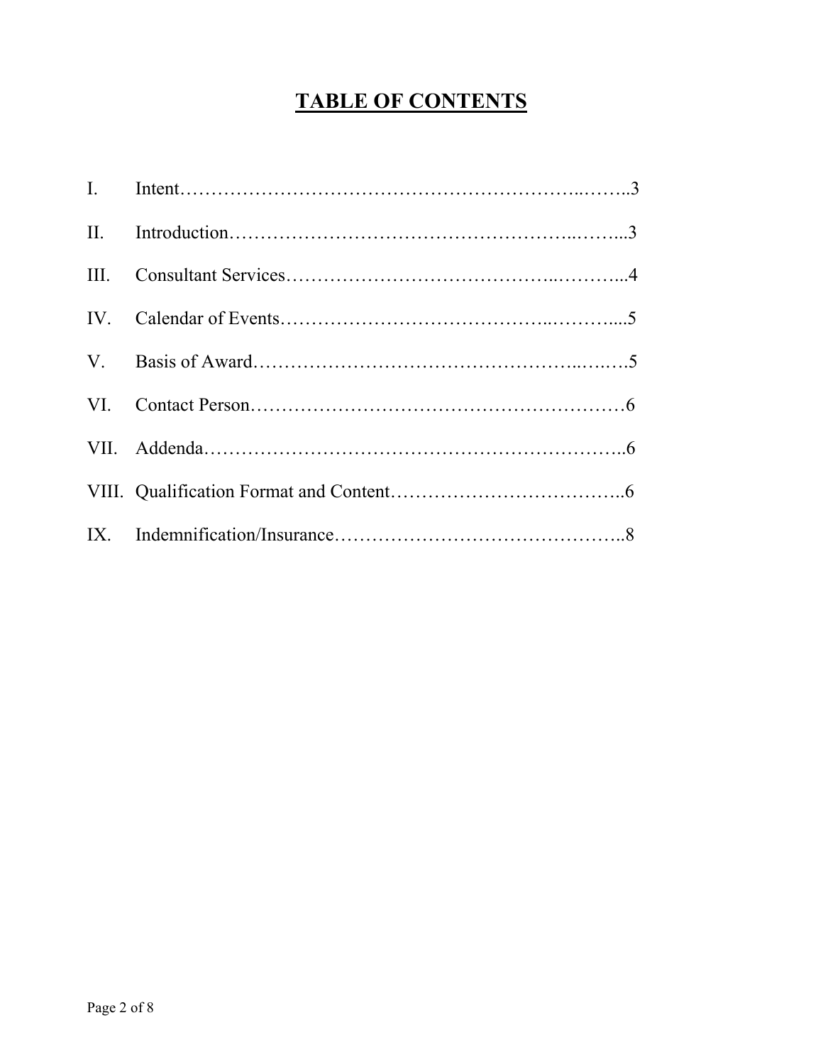# TABLE OF CONTENTS

I. Intent……………………………………………………..……..3

II. Introduction………………………………………………..……...3

III. Consultant Services…………………………………..………...4

IV. Calendar of Events…………………………………..………....5

V. Basis of Award…………………………………………..….….5

VI. Contact Person……………………………………………………6

VII. Addenda…………………………………………………………..6

VIII. Qualification Format and Content………………………………..6

IX. Indemnification/Insurance………………………………………..8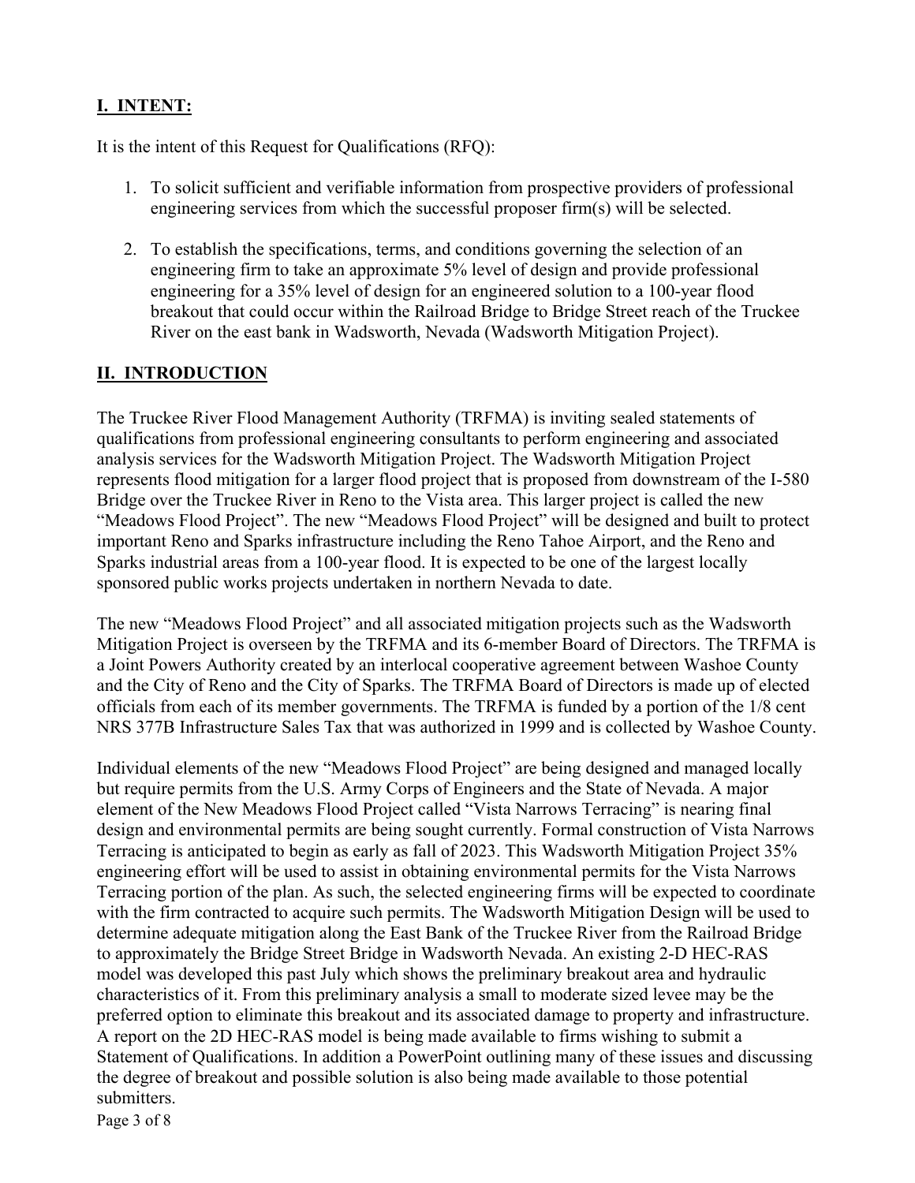## I. INTENT:

It is the intent of this Request for Qualifications (RFQ):

1. To solicit sufficient and verifiable information from prospective providers of professional engineering services from which the successful proposer firm(s) will be selected.

2. To establish the specifications, terms, and conditions governing the selection of an engineering firm to take an approximate 5% level of design and provide professional engineering for a 35% level of design for an engineered solution to a 100-year flood breakout that could occur within the Railroad Bridge to Bridge Street reach of the Truckee River on the east bank in Wadsworth, Nevada (Wadsworth Mitigation Project).

## II. INTRODUCTION

The Truckee River Flood Management Authority (TRFMA) is inviting sealed statements of qualifications from professional engineering consultants to perform engineering and associated analysis services for the Wadsworth Mitigation Project. The Wadsworth Mitigation Project represents flood mitigation for a larger flood project that is proposed from downstream of the I-580 Bridge over the Truckee River in Reno to the Vista area. This larger project is called the new "Meadows Flood Project". The new "Meadows Flood Project" will be designed and built to protect important Reno and Sparks infrastructure including the Reno Tahoe Airport, and the Reno and Sparks industrial areas from a 100-year flood. It is expected to be one of the largest locally sponsored public works projects undertaken in northern Nevada to date.

The new "Meadows Flood Project" and all associated mitigation projects such as the Wadsworth Mitigation Project is overseen by the TRFMA and its 6-member Board of Directors. The TRFMA is a Joint Powers Authority created by an interlocal cooperative agreement between Washoe County and the City of Reno and the City of Sparks. The TRFMA Board of Directors is made up of elected officials from each of its member governments. The TRFMA is funded by a portion of the 1/8 cent NRS 377B Infrastructure Sales Tax that was authorized in 1999 and is collected by Washoe County.

Individual elements of the new "Meadows Flood Project" are being designed and managed locally but require permits from the U.S. Army Corps of Engineers and the State of Nevada. A major element of the New Meadows Flood Project called "Vista Narrows Terracing" is nearing final design and environmental permits are being sought currently. Formal construction of Vista Narrows Terracing is anticipated to begin as early as fall of 2023. This Wadsworth Mitigation Project 35% engineering effort will be used to assist in obtaining environmental permits for the Vista Narrows Terracing portion of the plan. As such, the selected engineering firms will be expected to coordinate with the firm contracted to acquire such permits. The Wadsworth Mitigation Design will be used to determine adequate mitigation along the East Bank of the Truckee River from the Railroad Bridge to approximately the Bridge Street Bridge in Wadsworth Nevada. An existing 2-D HEC-RAS model was developed this past July which shows the preliminary breakout area and hydraulic characteristics of it. From this preliminary analysis a small to moderate sized levee may be the preferred option to eliminate this breakout and its associated damage to property and infrastructure. A report on the 2D HEC-RAS model is being made available to firms wishing to submit a Statement of Qualifications. In addition a PowerPoint outlining many of these issues and discussing the degree of breakout and possible solution is also being made available to those potential submitters.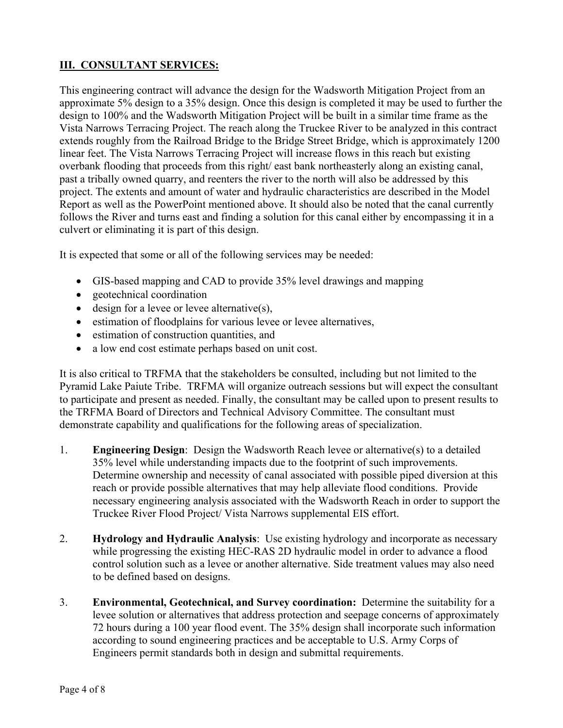## III. CONSULTANT SERVICES:

This engineering contract will advance the design for the Wadsworth Mitigation Project from an approximate 5% design to a 35% design. Once this design is completed it may be used to further the design to 100% and the Wadsworth Mitigation Project will be built in a similar time frame as the Vista Narrows Terracing Project. The reach along the Truckee River to be analyzed in this contract extends roughly from the Railroad Bridge to the Bridge Street Bridge, which is approximately 1200 linear feet. The Vista Narrows Terracing Project will increase flows in this reach but existing overbank flooding that proceeds from this right/ east bank northeasterly along an existing canal, past a tribally owned quarry, and reenters the river to the north will also be addressed by this project. The extents and amount of water and hydraulic characteristics are described in the Model Report as well as the PowerPoint mentioned above. It should also be noted that the canal currently follows the River and turns east and finding a solution for this canal either by encompassing it in a culvert or eliminating it is part of this design.

It is expected that some or all of the following services may be needed:

- GIS-based mapping and CAD to provide 35% level drawings and mapping
- geotechnical coordination
- design for a levee or levee alternative(s),
- estimation of floodplains for various levee or levee alternatives,
- estimation of construction quantities, and
- a low end cost estimate perhaps based on unit cost.

It is also critical to TRFMA that the stakeholders be consulted, including but not limited to the Pyramid Lake Paiute Tribe. TRFMA will organize outreach sessions but will expect the consultant to participate and present as needed. Finally, the consultant may be called upon to present results to the TRFMA Board of Directors and Technical Advisory Committee. The consultant must demonstrate capability and qualifications for the following areas of specialization.

1. **Engineering Design**: Design the Wadsworth Reach levee or alternative(s) to a detailed 35% level while understanding impacts due to the footprint of such improvements. Determine ownership and necessity of canal associated with possible piped diversion at this reach or provide possible alternatives that may help alleviate flood conditions. Provide necessary engineering analysis associated with the Wadsworth Reach in order to support the Truckee River Flood Project/ Vista Narrows supplemental EIS effort.

2. **Hydrology and Hydraulic Analysis**: Use existing hydrology and incorporate as necessary while progressing the existing HEC-RAS 2D hydraulic model in order to advance a flood control solution such as a levee or another alternative. Side treatment values may also need to be defined based on designs.

3. **Environmental, Geotechnical, and Survey coordination:** Determine the suitability for a levee solution or alternatives that address protection and seepage concerns of approximately 72 hours during a 100 year flood event. The 35% design shall incorporate such information according to sound engineering practices and be acceptable to U.S. Army Corps of Engineers permit standards both in design and submittal requirements.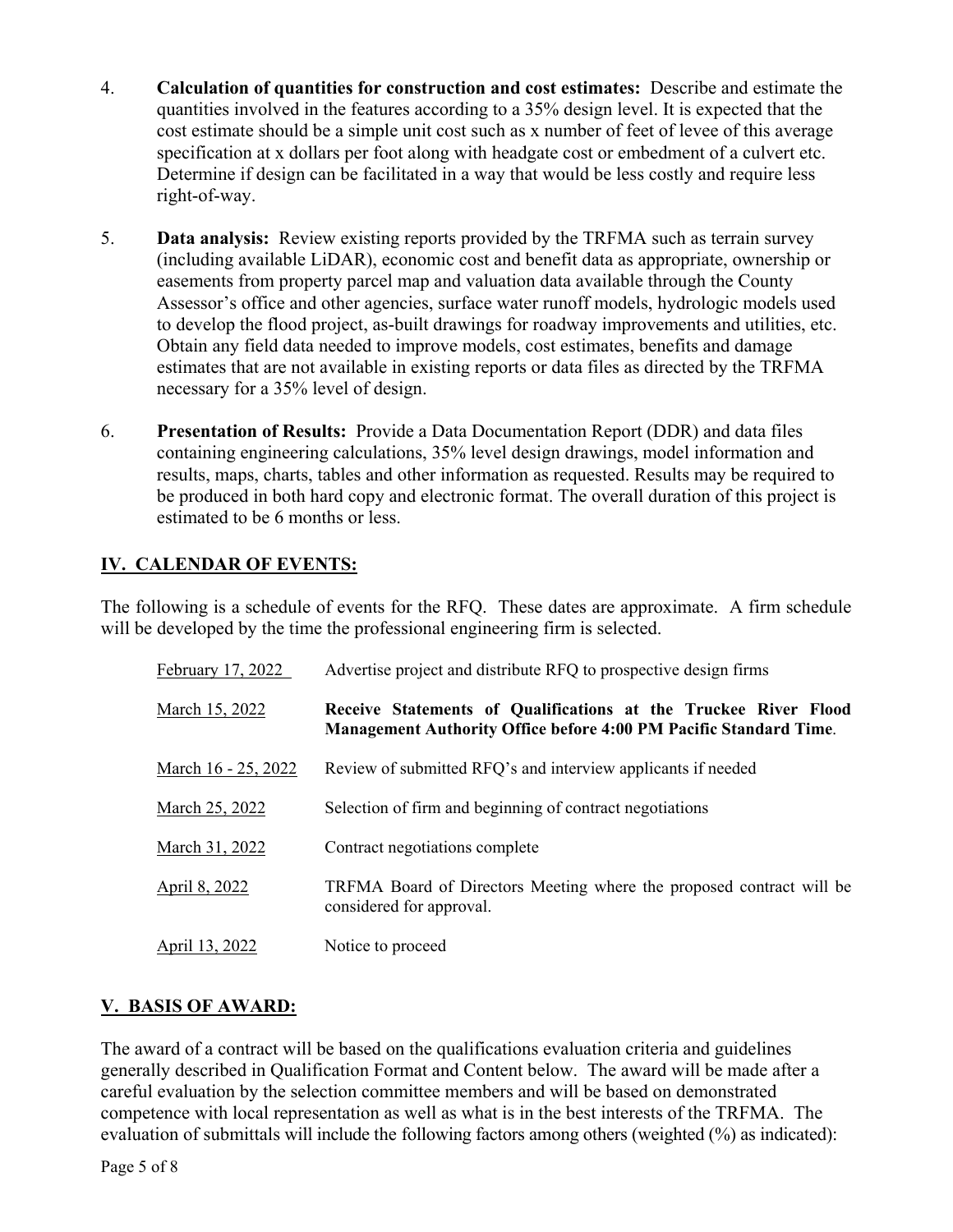4. **Calculation of quantities for construction and cost estimates:** Describe and estimate the quantities involved in the features according to a 35% design level. It is expected that the cost estimate should be a simple unit cost such as x number of feet of levee of this average specification at x dollars per foot along with headgate cost or embedment of a culvert etc. Determine if design can be facilitated in a way that would be less costly and require less right-of-way.

5. **Data analysis:** Review existing reports provided by the TRFMA such as terrain survey (including available LiDAR), economic cost and benefit data as appropriate, ownership or easements from property parcel map and valuation data available through the County Assessor's office and other agencies, surface water runoff models, hydrologic models used to develop the flood project, as-built drawings for roadway improvements and utilities, etc. Obtain any field data needed to improve models, cost estimates, benefits and damage estimates that are not available in existing reports or data files as directed by the TRFMA necessary for a 35% level of design.

6. **Presentation of Results:** Provide a Data Documentation Report (DDR) and data files containing engineering calculations, 35% level design drawings, model information and results, maps, charts, tables and other information as requested. Results may be required to be produced in both hard copy and electronic format. The overall duration of this project is estimated to be 6 months or less.

## IV. CALENDAR OF EVENTS:

The following is a schedule of events for the RFQ. These dates are approximate. A firm schedule will be developed by the time the professional engineering firm is selected.

| Date | Event |
|---|---|
| February 17, 2022 | Advertise project and distribute RFQ to prospective design firms |
| March 15, 2022 | **Receive Statements of Qualifications at the Truckee River Flood Management Authority Office before 4:00 PM Pacific Standard Time**. |
| March 16 - 25, 2022 | Review of submitted RFQ's and interview applicants if needed |
| March 25, 2022 | Selection of firm and beginning of contract negotiations |
| March 31, 2022 | Contract negotiations complete |
| April 8, 2022 | TRFMA Board of Directors Meeting where the proposed contract will be considered for approval. |
| April 13, 2022 | Notice to proceed |

## V. BASIS OF AWARD:

The award of a contract will be based on the qualifications evaluation criteria and guidelines generally described in Qualification Format and Content below. The award will be made after a careful evaluation by the selection committee members and will be based on demonstrated competence with local representation as well as what is in the best interests of the TRFMA. The evaluation of submittals will include the following factors among others (weighted (%) as indicated):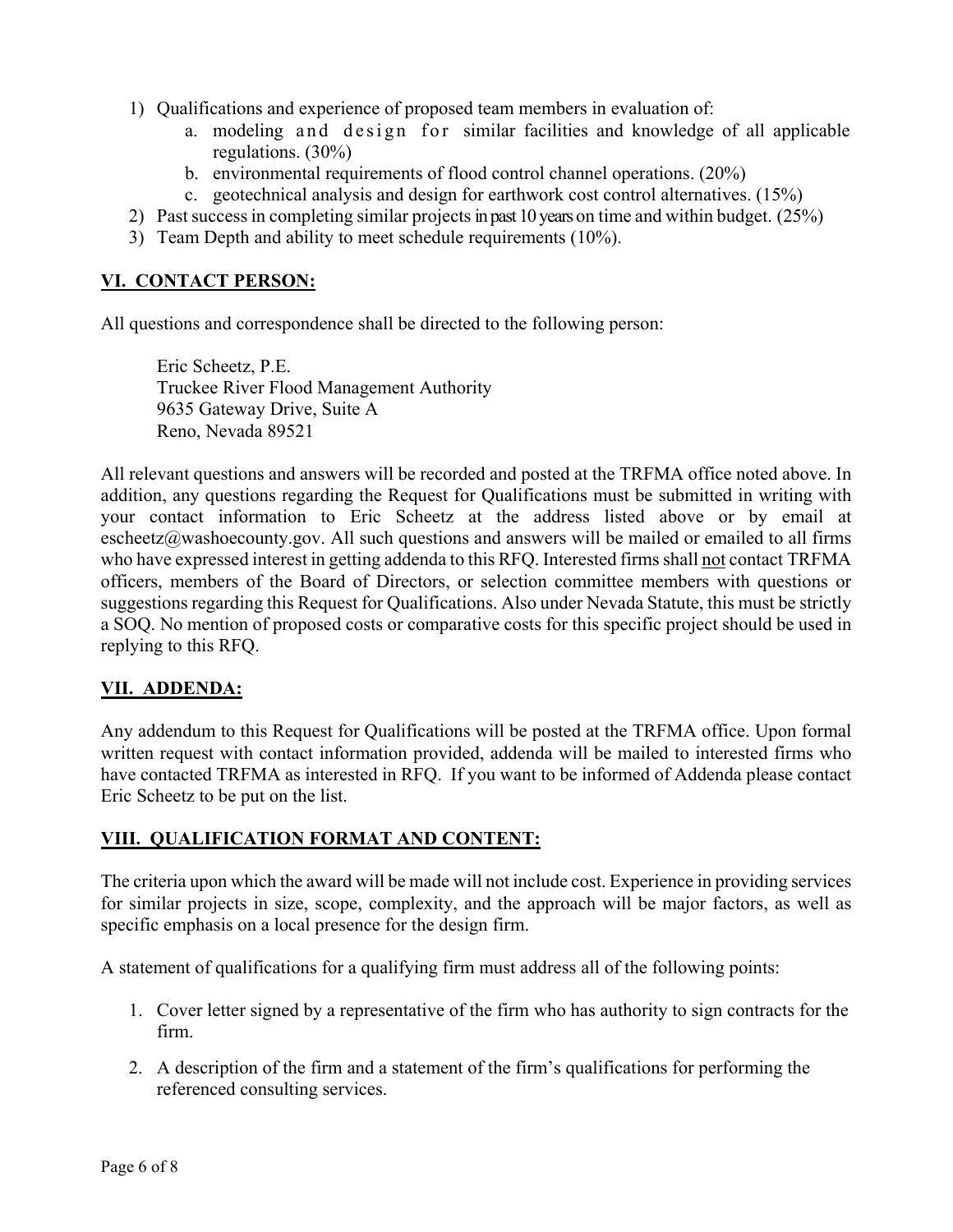1) Qualifications and experience of proposed team members in evaluation of:
    a. modeling and design for similar facilities and knowledge of all applicable regulations. (30%)
    b. environmental requirements of flood control channel operations. (20%)
    c. geotechnical analysis and design for earthwork cost control alternatives. (15%)
2) Past success in completing similar projects in past 10 years on time and within budget. (25%)
3) Team Depth and ability to meet schedule requirements (10%).

## VI. CONTACT PERSON:

All questions and correspondence shall be directed to the following person:

Eric Scheetz, P.E.
Truckee River Flood Management Authority
9635 Gateway Drive, Suite A
Reno, Nevada 89521

All relevant questions and answers will be recorded and posted at the TRFMA office noted above. In addition, any questions regarding the Request for Qualifications must be submitted in writing with your contact information to Eric Scheetz at the address listed above or by email at escheetz@washoecounty.gov. All such questions and answers will be mailed or emailed to all firms who have expressed interest in getting addenda to this RFQ. Interested firms shall not contact TRFMA officers, members of the Board of Directors, or selection committee members with questions or suggestions regarding this Request for Qualifications. Also under Nevada Statute, this must be strictly a SOQ. No mention of proposed costs or comparative costs for this specific project should be used in replying to this RFQ.

## VII. ADDENDA:

Any addendum to this Request for Qualifications will be posted at the TRFMA office. Upon formal written request with contact information provided, addenda will be mailed to interested firms who have contacted TRFMA as interested in RFQ. If you want to be informed of Addenda please contact Eric Scheetz to be put on the list.

## VIII. QUALIFICATION FORMAT AND CONTENT:

The criteria upon which the award will be made will not include cost. Experience in providing services for similar projects in size, scope, complexity, and the approach will be major factors, as well as specific emphasis on a local presence for the design firm.

A statement of qualifications for a qualifying firm must address all of the following points:

1. Cover letter signed by a representative of the firm who has authority to sign contracts for the firm.

2. A description of the firm and a statement of the firm's qualifications for performing the referenced consulting services.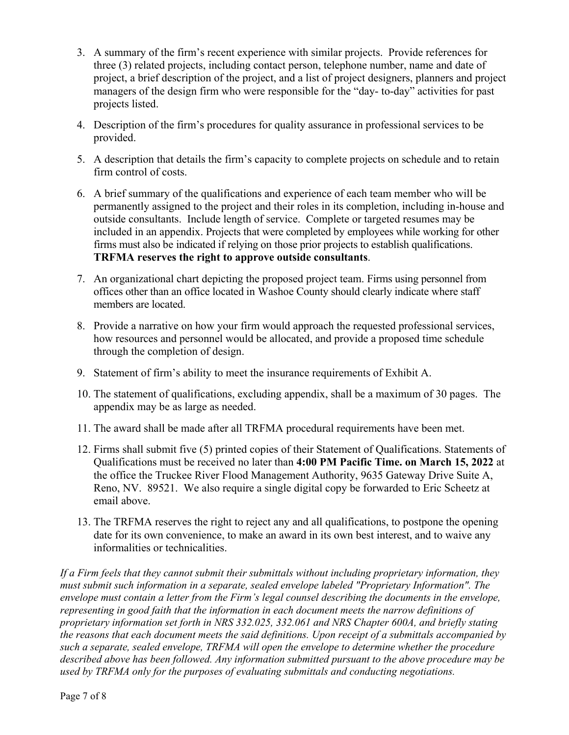3. A summary of the firm's recent experience with similar projects. Provide references for three (3) related projects, including contact person, telephone number, name and date of project, a brief description of the project, and a list of project designers, planners and project managers of the design firm who were responsible for the "day- to-day" activities for past projects listed.

4. Description of the firm's procedures for quality assurance in professional services to be provided.

5. A description that details the firm's capacity to complete projects on schedule and to retain firm control of costs.

6. A brief summary of the qualifications and experience of each team member who will be permanently assigned to the project and their roles in its completion, including in-house and outside consultants. Include length of service. Complete or targeted resumes may be included in an appendix. Projects that were completed by employees while working for other firms must also be indicated if relying on those prior projects to establish qualifications. **TRFMA reserves the right to approve outside consultants**.

7. An organizational chart depicting the proposed project team. Firms using personnel from offices other than an office located in Washoe County should clearly indicate where staff members are located.

8. Provide a narrative on how your firm would approach the requested professional services, how resources and personnel would be allocated, and provide a proposed time schedule through the completion of design.

9. Statement of firm's ability to meet the insurance requirements of Exhibit A.

10. The statement of qualifications, excluding appendix, shall be a maximum of 30 pages. The appendix may be as large as needed.

11. The award shall be made after all TRFMA procedural requirements have been met.

12. Firms shall submit five (5) printed copies of their Statement of Qualifications. Statements of Qualifications must be received no later than **4:00 PM Pacific Time. on March 15, 2022** at the office the Truckee River Flood Management Authority, 9635 Gateway Drive Suite A, Reno, NV. 89521. We also require a single digital copy be forwarded to Eric Scheetz at email above.

13. The TRFMA reserves the right to reject any and all qualifications, to postpone the opening date for its own convenience, to make an award in its own best interest, and to waive any informalities or technicalities.

*If a Firm feels that they cannot submit their submittals without including proprietary information, they must submit such information in a separate, sealed envelope labeled "Proprietary Information". The envelope must contain a letter from the Firm's legal counsel describing the documents in the envelope, representing in good faith that the information in each document meets the narrow definitions of proprietary information set forth in NRS 332.025, 332.061 and NRS Chapter 600A, and briefly stating the reasons that each document meets the said definitions. Upon receipt of a submittals accompanied by such a separate, sealed envelope, TRFMA will open the envelope to determine whether the procedure described above has been followed. Any information submitted pursuant to the above procedure may be used by TRFMA only for the purposes of evaluating submittals and conducting negotiations.*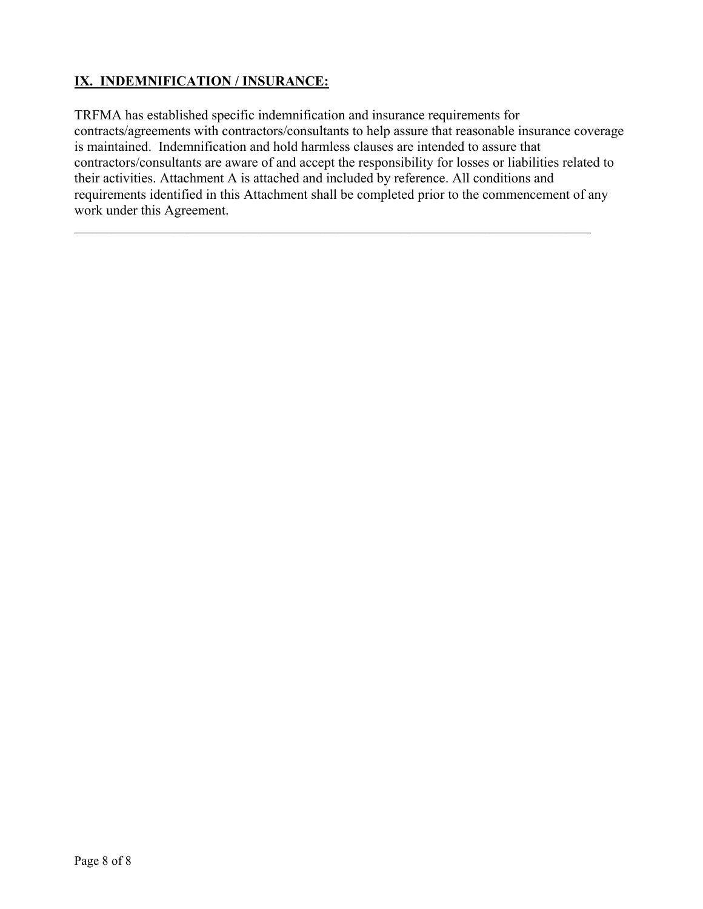## IX. INDEMNIFICATION / INSURANCE:

TRFMA has established specific indemnification and insurance requirements for contracts/agreements with contractors/consultants to help assure that reasonable insurance coverage is maintained. Indemnification and hold harmless clauses are intended to assure that contractors/consultants are aware of and accept the responsibility for losses or liabilities related to their activities. Attachment A is attached and included by reference. All conditions and requirements identified in this Attachment shall be completed prior to the commencement of any work under this Agreement.

---